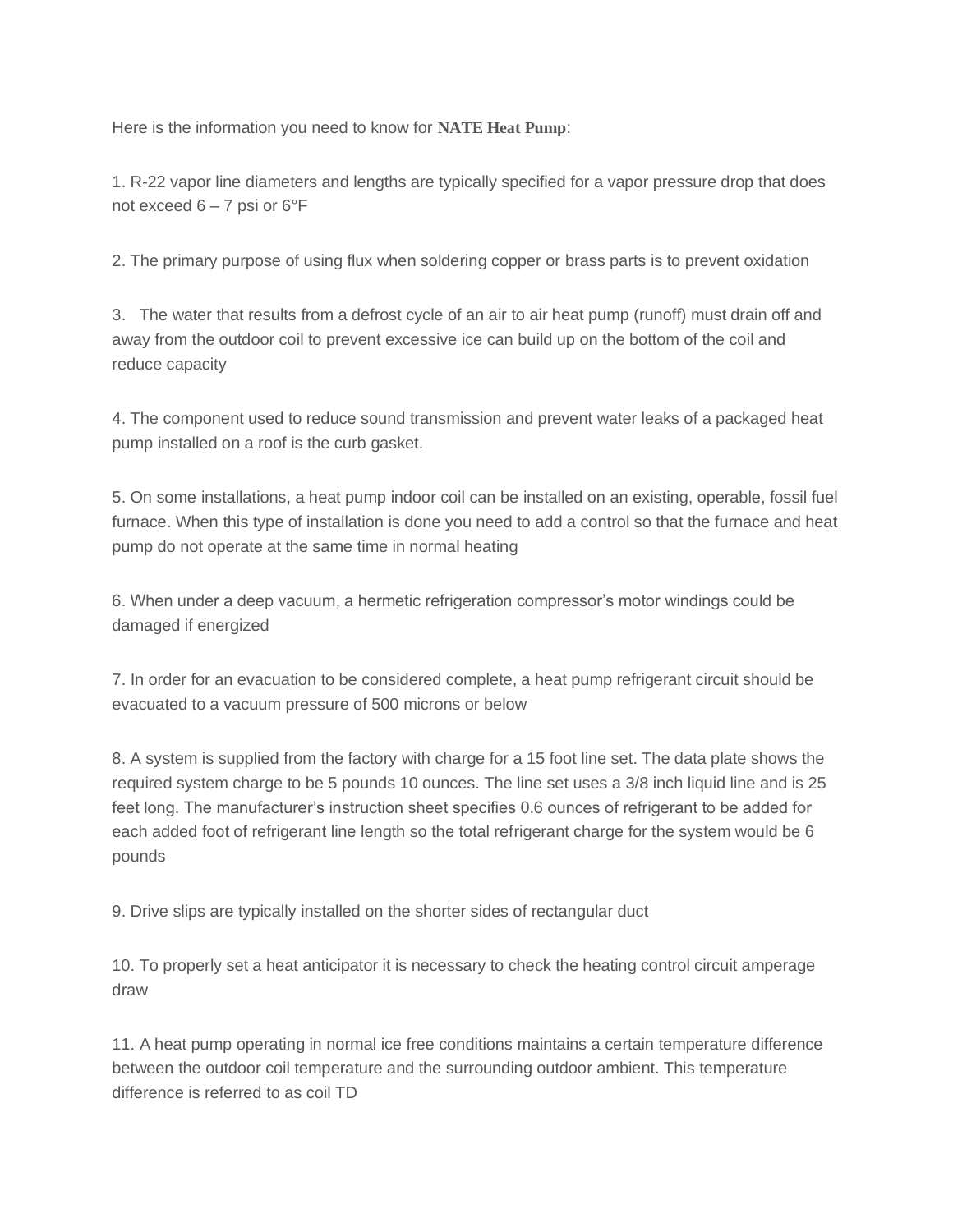Here is the information you need to know for **NATE Heat Pump**:

1. R-22 vapor line diameters and lengths are typically specified for a vapor pressure drop that does not exceed 6 – 7 psi or 6°F

2. The primary purpose of using flux when soldering copper or brass parts is to prevent oxidation

3. The water that results from a defrost cycle of an air to air heat pump (runoff) must drain off and away from the outdoor coil to prevent excessive ice can build up on the bottom of the coil and reduce capacity

4. The component used to reduce sound transmission and prevent water leaks of a packaged heat pump installed on a roof is the curb gasket.

5. On some installations, a heat pump indoor coil can be installed on an existing, operable, fossil fuel furnace. When this type of installation is done you need to add a control so that the furnace and heat pump do not operate at the same time in normal heating

6. When under a deep vacuum, a hermetic refrigeration compressor's motor windings could be damaged if energized

7. In order for an evacuation to be considered complete, a heat pump refrigerant circuit should be evacuated to a vacuum pressure of 500 microns or below

8. A system is supplied from the factory with charge for a 15 foot line set. The data plate shows the required system charge to be 5 pounds 10 ounces. The line set uses a 3/8 inch liquid line and is 25 feet long. The manufacturer's instruction sheet specifies 0.6 ounces of refrigerant to be added for each added foot of refrigerant line length so the total refrigerant charge for the system would be 6 pounds

9. Drive slips are typically installed on the shorter sides of rectangular duct

10. To properly set a heat anticipator it is necessary to check the heating control circuit amperage draw

11. A heat pump operating in normal ice free conditions maintains a certain temperature difference between the outdoor coil temperature and the surrounding outdoor ambient. This temperature difference is referred to as coil TD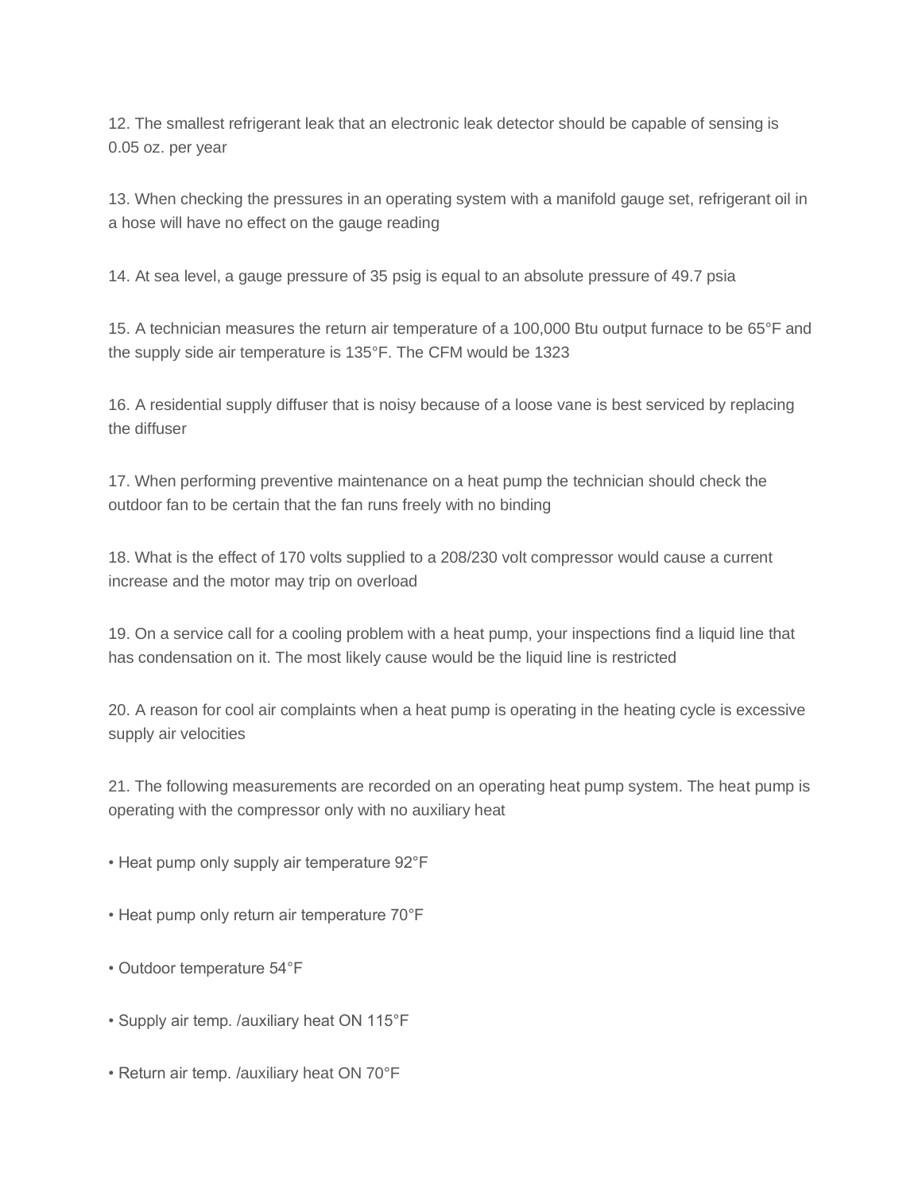12. The smallest refrigerant leak that an electronic leak detector should be capable of sensing is 0.05 oz. per year

13. When checking the pressures in an operating system with a manifold gauge set, refrigerant oil in a hose will have no effect on the gauge reading

14. At sea level, a gauge pressure of 35 psig is equal to an absolute pressure of 49.7 psia

15. A technician measures the return air temperature of a 100,000 Btu output furnace to be 65°F and the supply side air temperature is 135°F. The CFM would be 1323

16. A residential supply diffuser that is noisy because of a loose vane is best serviced by replacing the diffuser

17. When performing preventive maintenance on a heat pump the technician should check the outdoor fan to be certain that the fan runs freely with no binding

18. What is the effect of 170 volts supplied to a 208/230 volt compressor would cause a current increase and the motor may trip on overload

19. On a service call for a cooling problem with a heat pump, your inspections find a liquid line that has condensation on it. The most likely cause would be the liquid line is restricted

20. A reason for cool air complaints when a heat pump is operating in the heating cycle is excessive supply air velocities

21. The following measurements are recorded on an operating heat pump system. The heat pump is operating with the compressor only with no auxiliary heat

- Heat pump only supply air temperature 92°F
- Heat pump only return air temperature 70°F
- Outdoor temperature 54°F
- Supply air temp. /auxiliary heat ON 115°F
- Return air temp. /auxiliary heat ON 70°F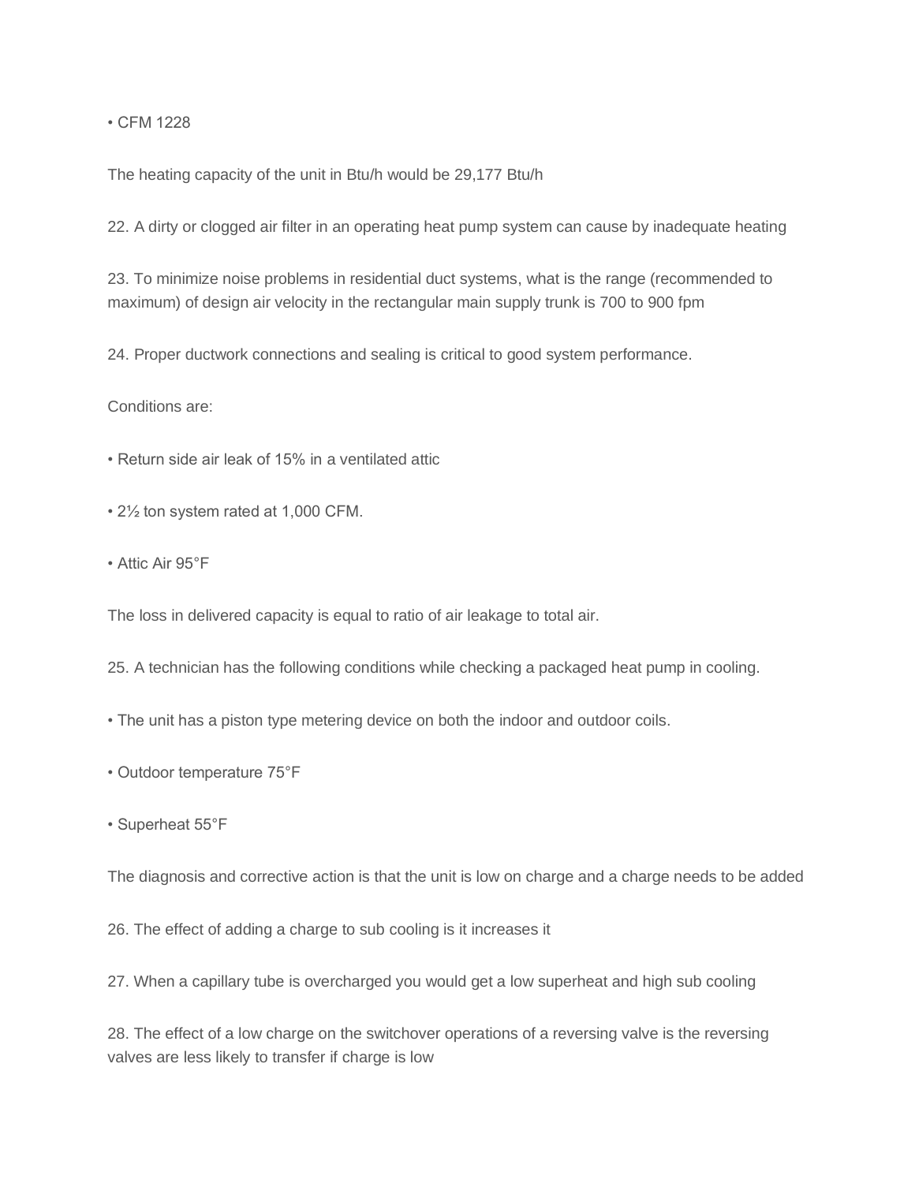• CFM 1228

The heating capacity of the unit in Btu/h would be 29,177 Btu/h

22. A dirty or clogged air filter in an operating heat pump system can cause by inadequate heating

23. To minimize noise problems in residential duct systems, what is the range (recommended to maximum) of design air velocity in the rectangular main supply trunk is 700 to 900 fpm

24. Proper ductwork connections and sealing is critical to good system performance.

Conditions are:

• Return side air leak of 15% in a ventilated attic

• 2½ ton system rated at 1,000 CFM.

• Attic Air 95°F

The loss in delivered capacity is equal to ratio of air leakage to total air.

25. A technician has the following conditions while checking a packaged heat pump in cooling.

• The unit has a piston type metering device on both the indoor and outdoor coils.

• Outdoor temperature 75°F

• Superheat 55°F

The diagnosis and corrective action is that the unit is low on charge and a charge needs to be added

26. The effect of adding a charge to sub cooling is it increases it

27. When a capillary tube is overcharged you would get a low superheat and high sub cooling

28. The effect of a low charge on the switchover operations of a reversing valve is the reversing valves are less likely to transfer if charge is low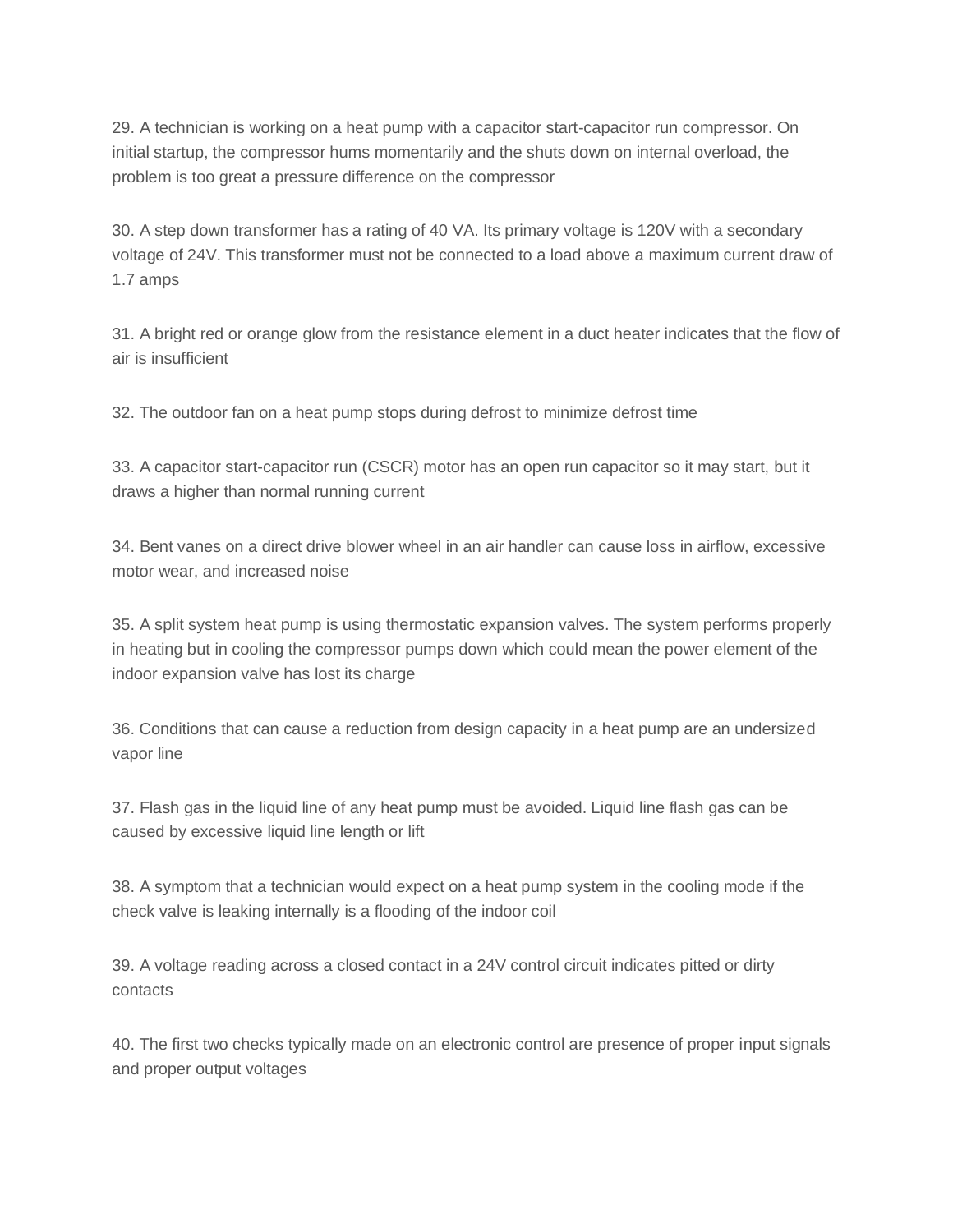29. A technician is working on a heat pump with a capacitor start-capacitor run compressor. On initial startup, the compressor hums momentarily and the shuts down on internal overload, the problem is too great a pressure difference on the compressor

30. A step down transformer has a rating of 40 VA. Its primary voltage is 120V with a secondary voltage of 24V. This transformer must not be connected to a load above a maximum current draw of 1.7 amps

31. A bright red or orange glow from the resistance element in a duct heater indicates that the flow of air is insufficient

32. The outdoor fan on a heat pump stops during defrost to minimize defrost time

33. A capacitor start-capacitor run (CSCR) motor has an open run capacitor so it may start, but it draws a higher than normal running current

34. Bent vanes on a direct drive blower wheel in an air handler can cause loss in airflow, excessive motor wear, and increased noise

35. A split system heat pump is using thermostatic expansion valves. The system performs properly in heating but in cooling the compressor pumps down which could mean the power element of the indoor expansion valve has lost its charge

36. Conditions that can cause a reduction from design capacity in a heat pump are an undersized vapor line

37. Flash gas in the liquid line of any heat pump must be avoided. Liquid line flash gas can be caused by excessive liquid line length or lift

38. A symptom that a technician would expect on a heat pump system in the cooling mode if the check valve is leaking internally is a flooding of the indoor coil

39. A voltage reading across a closed contact in a 24V control circuit indicates pitted or dirty contacts

40. The first two checks typically made on an electronic control are presence of proper input signals and proper output voltages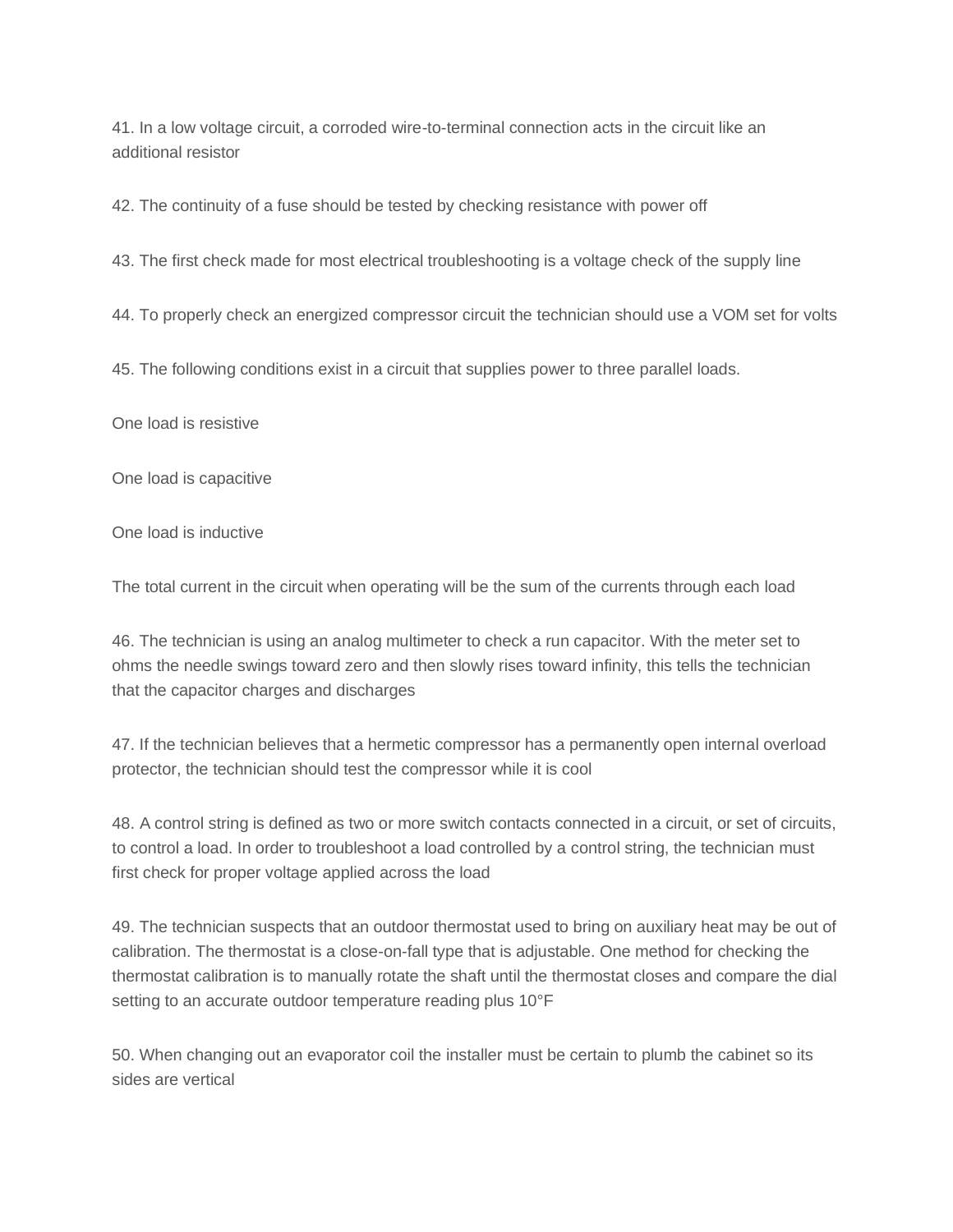41. In a low voltage circuit, a corroded wire-to-terminal connection acts in the circuit like an additional resistor

42. The continuity of a fuse should be tested by checking resistance with power off

43. The first check made for most electrical troubleshooting is a voltage check of the supply line

44. To properly check an energized compressor circuit the technician should use a VOM set for volts

45. The following conditions exist in a circuit that supplies power to three parallel loads.

One load is resistive

One load is capacitive

One load is inductive

The total current in the circuit when operating will be the sum of the currents through each load

46. The technician is using an analog multimeter to check a run capacitor. With the meter set to ohms the needle swings toward zero and then slowly rises toward infinity, this tells the technician that the capacitor charges and discharges

47. If the technician believes that a hermetic compressor has a permanently open internal overload protector, the technician should test the compressor while it is cool

48. A control string is defined as two or more switch contacts connected in a circuit, or set of circuits, to control a load. In order to troubleshoot a load controlled by a control string, the technician must first check for proper voltage applied across the load

49. The technician suspects that an outdoor thermostat used to bring on auxiliary heat may be out of calibration. The thermostat is a close-on-fall type that is adjustable. One method for checking the thermostat calibration is to manually rotate the shaft until the thermostat closes and compare the dial setting to an accurate outdoor temperature reading plus 10°F

50. When changing out an evaporator coil the installer must be certain to plumb the cabinet so its sides are vertical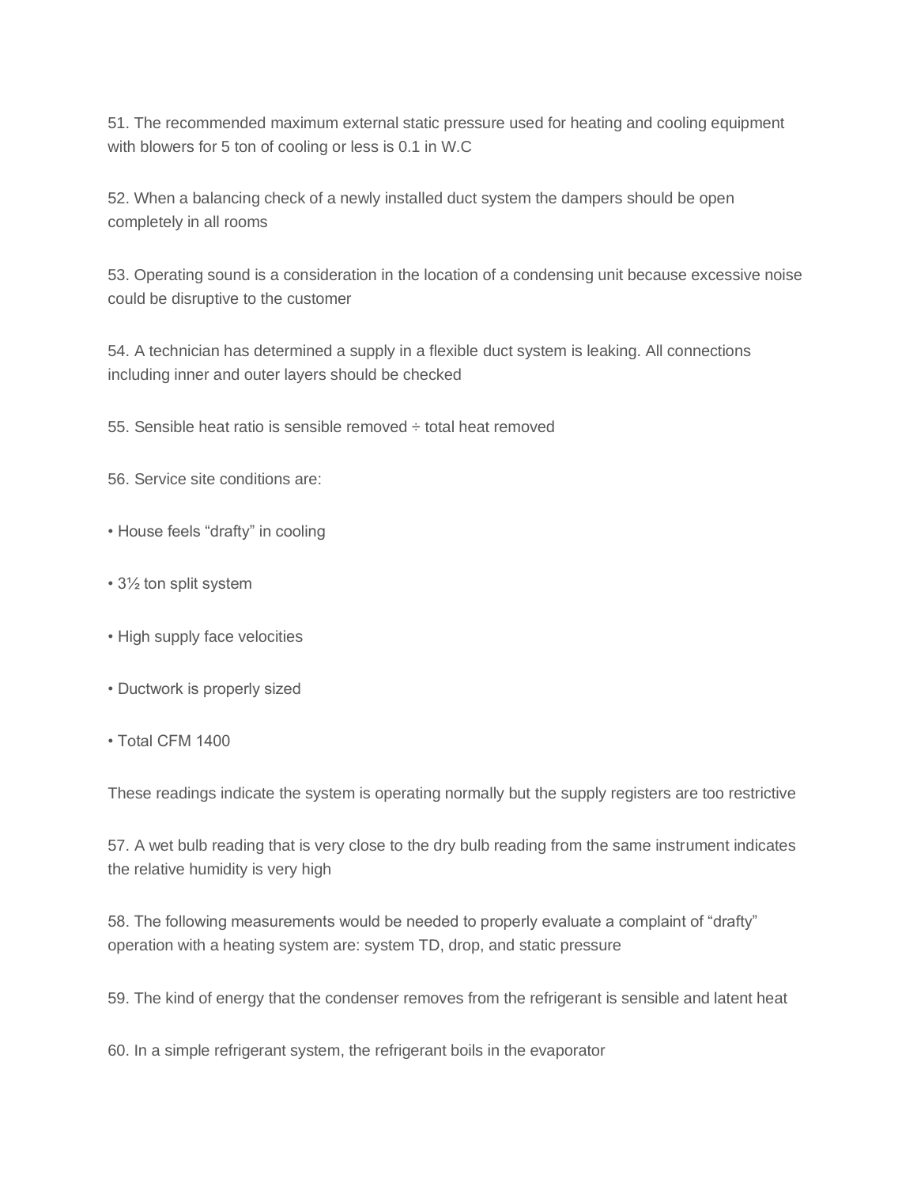51. The recommended maximum external static pressure used for heating and cooling equipment with blowers for 5 ton of cooling or less is 0.1 in W.C

52. When a balancing check of a newly installed duct system the dampers should be open completely in all rooms

53. Operating sound is a consideration in the location of a condensing unit because excessive noise could be disruptive to the customer

54. A technician has determined a supply in a flexible duct system is leaking. All connections including inner and outer layers should be checked

55. Sensible heat ratio is sensible removed ÷ total heat removed

56. Service site conditions are:

- House feels "drafty" in cooling
- 3½ ton split system
- High supply face velocities
- Ductwork is properly sized
- Total CFM 1400

These readings indicate the system is operating normally but the supply registers are too restrictive

57. A wet bulb reading that is very close to the dry bulb reading from the same instrument indicates the relative humidity is very high

58. The following measurements would be needed to properly evaluate a complaint of "drafty" operation with a heating system are: system TD, drop, and static pressure

59. The kind of energy that the condenser removes from the refrigerant is sensible and latent heat

60. In a simple refrigerant system, the refrigerant boils in the evaporator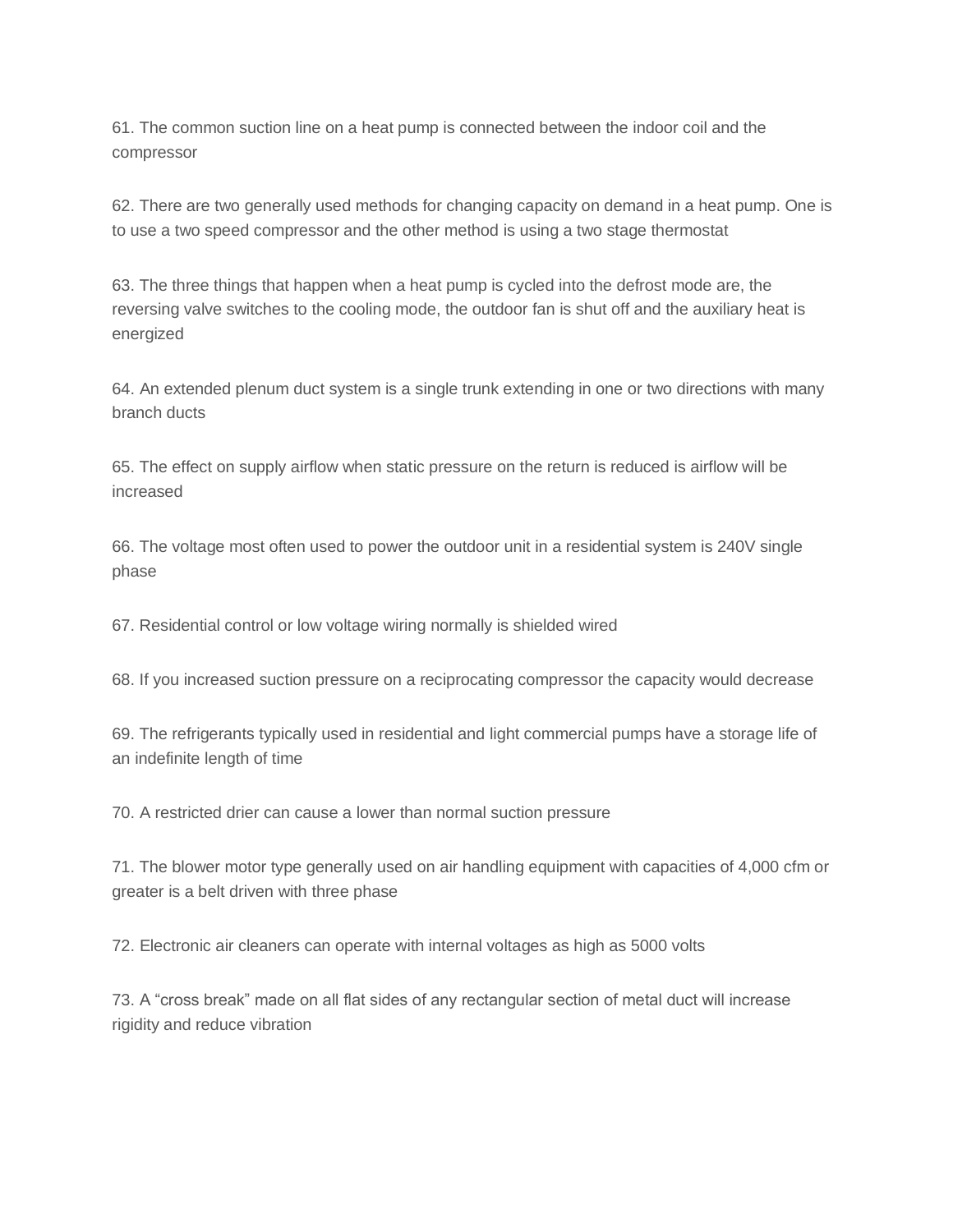61. The common suction line on a heat pump is connected between the indoor coil and the compressor

62. There are two generally used methods for changing capacity on demand in a heat pump. One is to use a two speed compressor and the other method is using a two stage thermostat

63. The three things that happen when a heat pump is cycled into the defrost mode are, the reversing valve switches to the cooling mode, the outdoor fan is shut off and the auxiliary heat is energized

64. An extended plenum duct system is a single trunk extending in one or two directions with many branch ducts

65. The effect on supply airflow when static pressure on the return is reduced is airflow will be increased

66. The voltage most often used to power the outdoor unit in a residential system is 240V single phase

67. Residential control or low voltage wiring normally is shielded wired

68. If you increased suction pressure on a reciprocating compressor the capacity would decrease

69. The refrigerants typically used in residential and light commercial pumps have a storage life of an indefinite length of time

70. A restricted drier can cause a lower than normal suction pressure

71. The blower motor type generally used on air handling equipment with capacities of 4,000 cfm or greater is a belt driven with three phase

72. Electronic air cleaners can operate with internal voltages as high as 5000 volts

73. A “cross break” made on all flat sides of any rectangular section of metal duct will increase rigidity and reduce vibration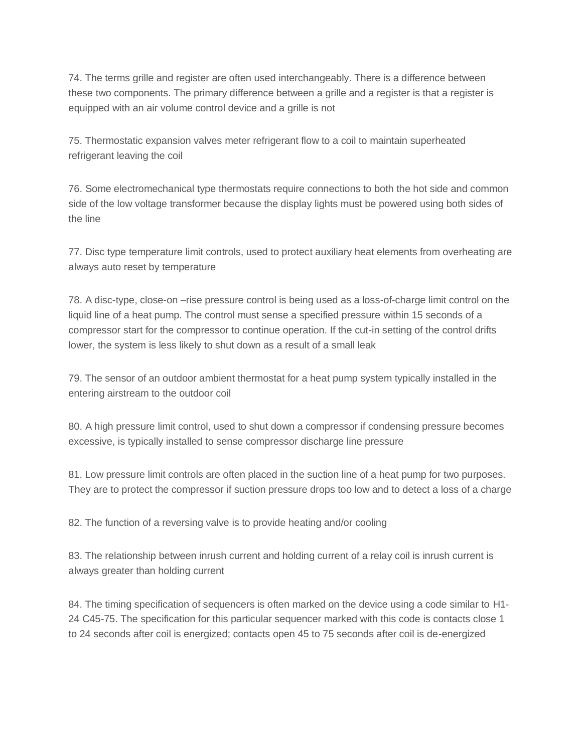74. The terms grille and register are often used interchangeably. There is a difference between these two components. The primary difference between a grille and a register is that a register is equipped with an air volume control device and a grille is not

75. Thermostatic expansion valves meter refrigerant flow to a coil to maintain superheated refrigerant leaving the coil

76. Some electromechanical type thermostats require connections to both the hot side and common side of the low voltage transformer because the display lights must be powered using both sides of the line

77. Disc type temperature limit controls, used to protect auxiliary heat elements from overheating are always auto reset by temperature

78. A disc-type, close-on –rise pressure control is being used as a loss-of-charge limit control on the liquid line of a heat pump. The control must sense a specified pressure within 15 seconds of a compressor start for the compressor to continue operation. If the cut-in setting of the control drifts lower, the system is less likely to shut down as a result of a small leak

79. The sensor of an outdoor ambient thermostat for a heat pump system typically installed in the entering airstream to the outdoor coil

80. A high pressure limit control, used to shut down a compressor if condensing pressure becomes excessive, is typically installed to sense compressor discharge line pressure

81. Low pressure limit controls are often placed in the suction line of a heat pump for two purposes. They are to protect the compressor if suction pressure drops too low and to detect a loss of a charge

82. The function of a reversing valve is to provide heating and/or cooling

83. The relationship between inrush current and holding current of a relay coil is inrush current is always greater than holding current

84. The timing specification of sequencers is often marked on the device using a code similar to H1-24 C45-75. The specification for this particular sequencer marked with this code is contacts close 1 to 24 seconds after coil is energized; contacts open 45 to 75 seconds after coil is de-energized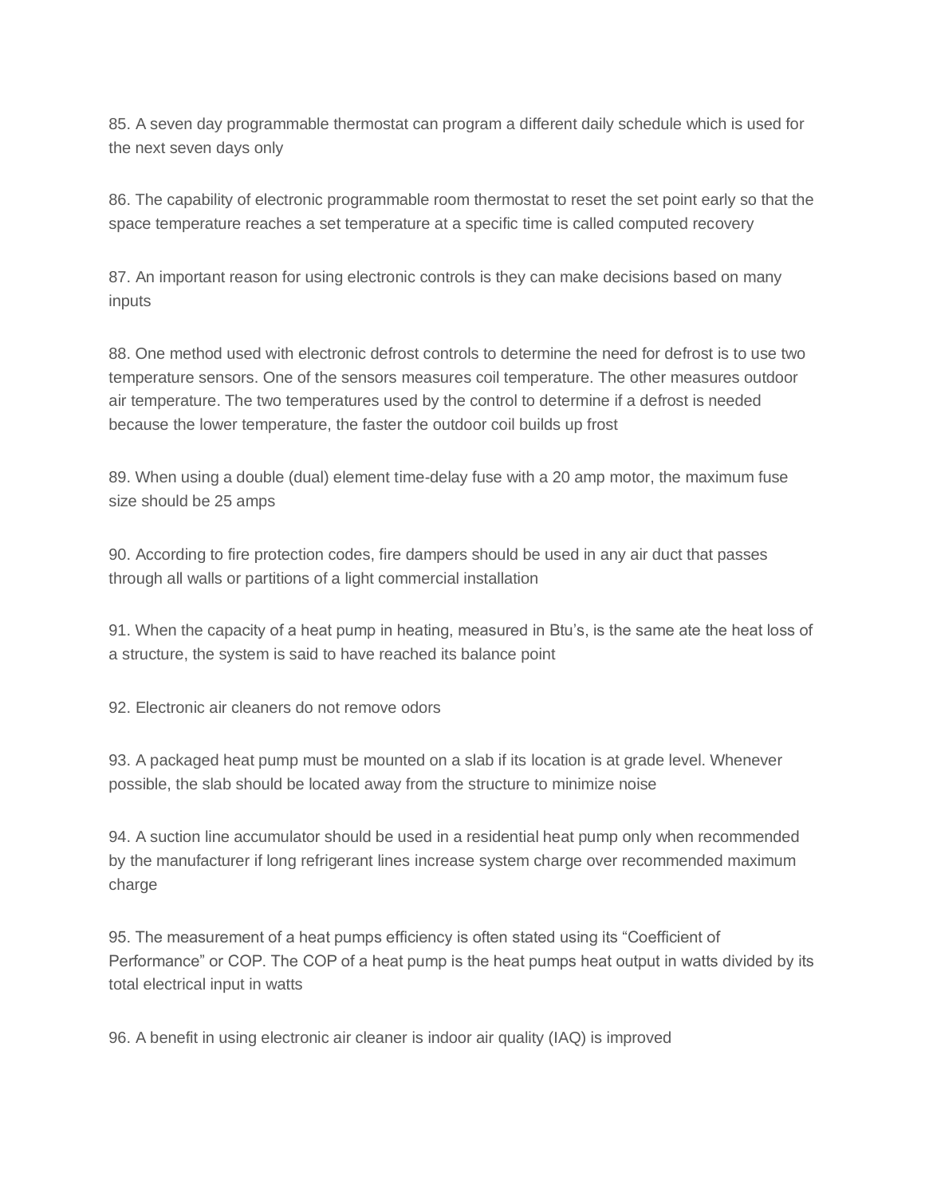85. A seven day programmable thermostat can program a different daily schedule which is used for the next seven days only

86. The capability of electronic programmable room thermostat to reset the set point early so that the space temperature reaches a set temperature at a specific time is called computed recovery

87. An important reason for using electronic controls is they can make decisions based on many inputs

88. One method used with electronic defrost controls to determine the need for defrost is to use two temperature sensors. One of the sensors measures coil temperature. The other measures outdoor air temperature. The two temperatures used by the control to determine if a defrost is needed because the lower temperature, the faster the outdoor coil builds up frost

89. When using a double (dual) element time-delay fuse with a 20 amp motor, the maximum fuse size should be 25 amps

90. According to fire protection codes, fire dampers should be used in any air duct that passes through all walls or partitions of a light commercial installation

91. When the capacity of a heat pump in heating, measured in Btu's, is the same ate the heat loss of a structure, the system is said to have reached its balance point

92. Electronic air cleaners do not remove odors

93. A packaged heat pump must be mounted on a slab if its location is at grade level. Whenever possible, the slab should be located away from the structure to minimize noise

94. A suction line accumulator should be used in a residential heat pump only when recommended by the manufacturer if long refrigerant lines increase system charge over recommended maximum charge

95. The measurement of a heat pumps efficiency is often stated using its "Coefficient of Performance" or COP. The COP of a heat pump is the heat pumps heat output in watts divided by its total electrical input in watts

96. A benefit in using electronic air cleaner is indoor air quality (IAQ) is improved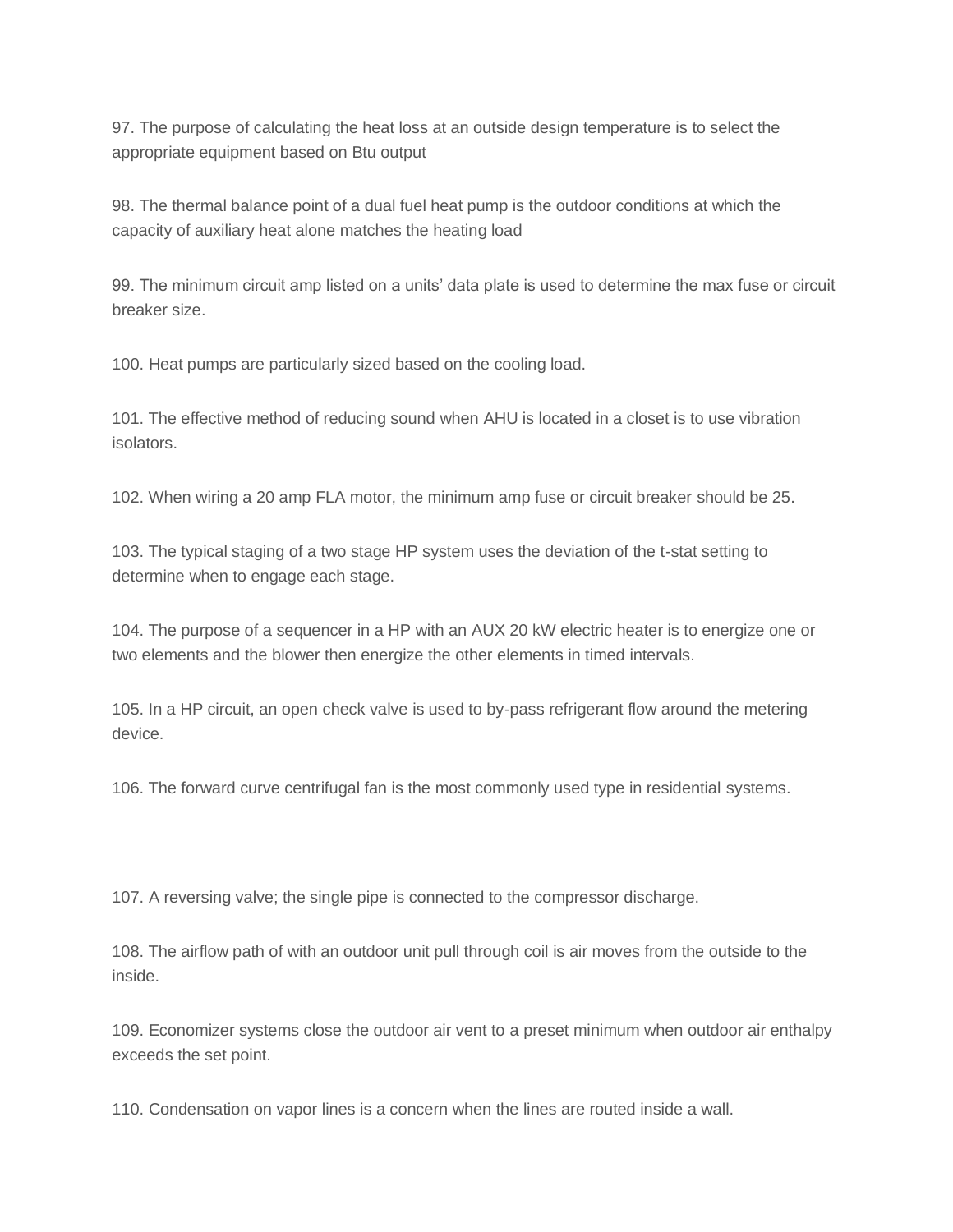97. The purpose of calculating the heat loss at an outside design temperature is to select the appropriate equipment based on Btu output

98. The thermal balance point of a dual fuel heat pump is the outdoor conditions at which the capacity of auxiliary heat alone matches the heating load

99. The minimum circuit amp listed on a units' data plate is used to determine the max fuse or circuit breaker size.

100. Heat pumps are particularly sized based on the cooling load.

101. The effective method of reducing sound when AHU is located in a closet is to use vibration isolators.

102. When wiring a 20 amp FLA motor, the minimum amp fuse or circuit breaker should be 25.

103. The typical staging of a two stage HP system uses the deviation of the t-stat setting to determine when to engage each stage.

104. The purpose of a sequencer in a HP with an AUX 20 kW electric heater is to energize one or two elements and the blower then energize the other elements in timed intervals.

105. In a HP circuit, an open check valve is used to by-pass refrigerant flow around the metering device.

106. The forward curve centrifugal fan is the most commonly used type in residential systems.

107. A reversing valve; the single pipe is connected to the compressor discharge.

108. The airflow path of with an outdoor unit pull through coil is air moves from the outside to the inside.

109. Economizer systems close the outdoor air vent to a preset minimum when outdoor air enthalpy exceeds the set point.

110. Condensation on vapor lines is a concern when the lines are routed inside a wall.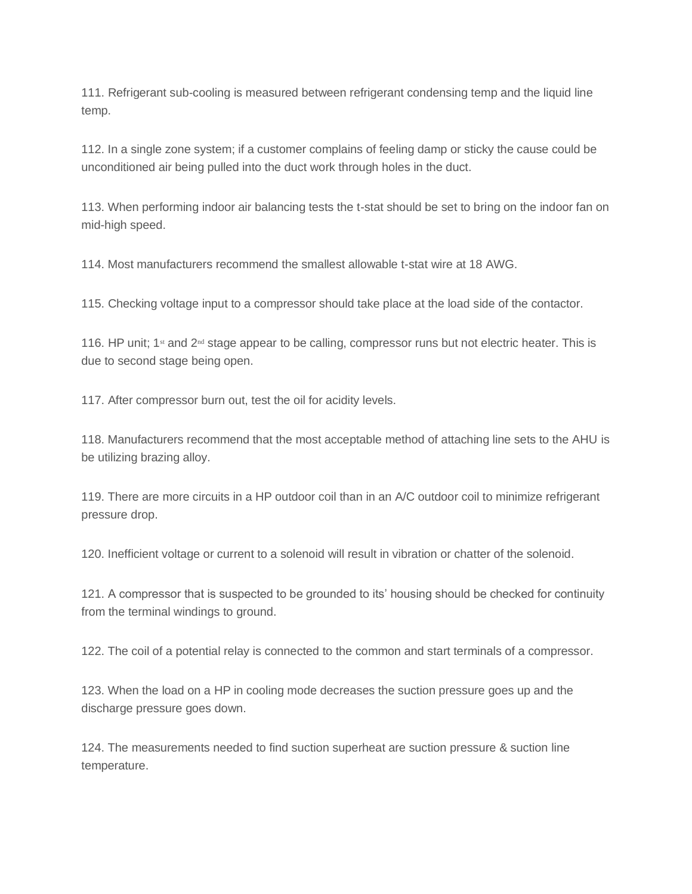111. Refrigerant sub-cooling is measured between refrigerant condensing temp and the liquid line temp.

112. In a single zone system; if a customer complains of feeling damp or sticky the cause could be unconditioned air being pulled into the duct work through holes in the duct.

113. When performing indoor air balancing tests the t-stat should be set to bring on the indoor fan on mid-high speed.

114. Most manufacturers recommend the smallest allowable t-stat wire at 18 AWG.

115. Checking voltage input to a compressor should take place at the load side of the contactor.

116. HP unit; 1st and 2nd stage appear to be calling, compressor runs but not electric heater. This is due to second stage being open.

117. After compressor burn out, test the oil for acidity levels.

118. Manufacturers recommend that the most acceptable method of attaching line sets to the AHU is be utilizing brazing alloy.

119. There are more circuits in a HP outdoor coil than in an A/C outdoor coil to minimize refrigerant pressure drop.

120. Inefficient voltage or current to a solenoid will result in vibration or chatter of the solenoid.

121. A compressor that is suspected to be grounded to its' housing should be checked for continuity from the terminal windings to ground.

122. The coil of a potential relay is connected to the common and start terminals of a compressor.

123. When the load on a HP in cooling mode decreases the suction pressure goes up and the discharge pressure goes down.

124. The measurements needed to find suction superheat are suction pressure & suction line temperature.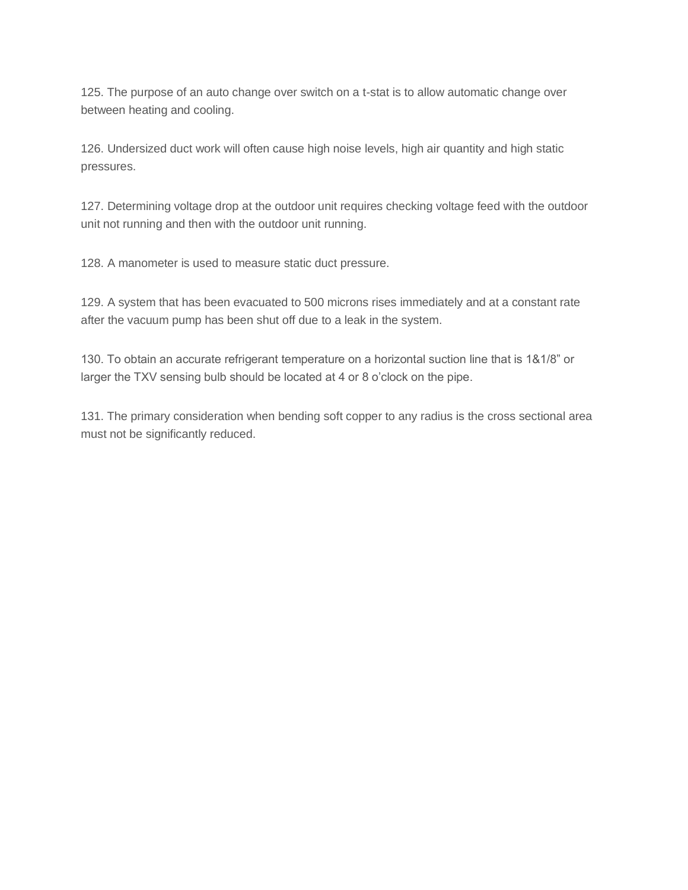125. The purpose of an auto change over switch on a t-stat is to allow automatic change over between heating and cooling.

126. Undersized duct work will often cause high noise levels, high air quantity and high static pressures.

127. Determining voltage drop at the outdoor unit requires checking voltage feed with the outdoor unit not running and then with the outdoor unit running.

128. A manometer is used to measure static duct pressure.

129. A system that has been evacuated to 500 microns rises immediately and at a constant rate after the vacuum pump has been shut off due to a leak in the system.

130. To obtain an accurate refrigerant temperature on a horizontal suction line that is 1&1/8" or larger the TXV sensing bulb should be located at 4 or 8 o'clock on the pipe.

131. The primary consideration when bending soft copper to any radius is the cross sectional area must not be significantly reduced.